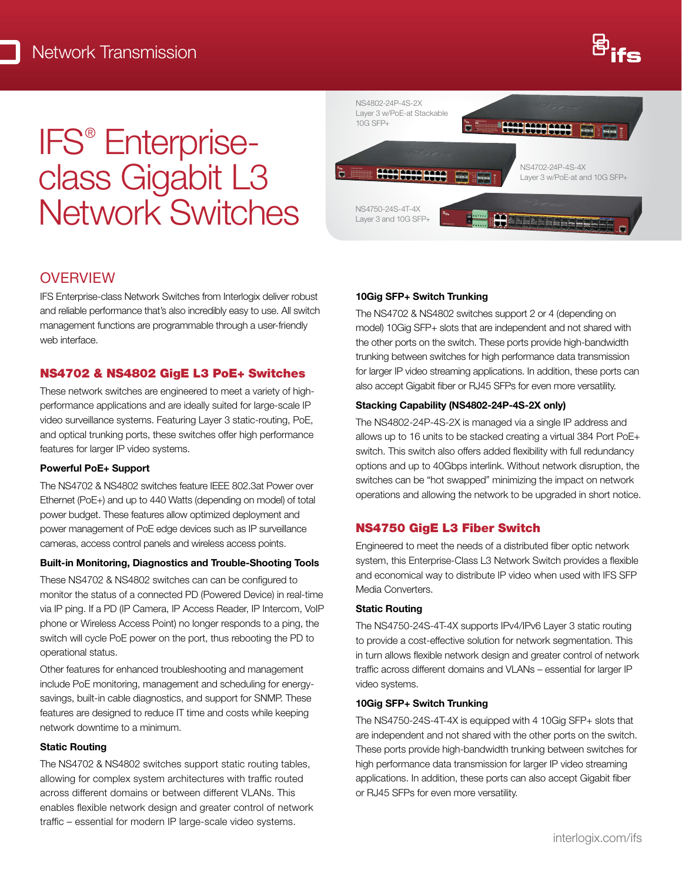Network Transmission

# IFS® Enterprise-class Gigabit L3 Network Switches

NS4802-24P-4S-2X
Layer 3 w/PoE-at Stackable 10G SFP+

NS4702-24P-4S-4X
Layer 3 w/PoE-at and 10G SFP+

NS4750-24S-4T-4X
Layer 3 and 10G SFP+

## OVERVIEW

IFS Enterprise-class Network Switches from Interlogix deliver robust and reliable performance that's also incredibly easy to use. All switch management functions are programmable through a user-friendly web interface.

### NS4702 & NS4802 GigE L3 PoE+ Switches

These network switches are engineered to meet a variety of high-performance applications and are ideally suited for large-scale IP video surveillance systems. Featuring Layer 3 static-routing, PoE, and optical trunking ports, these switches offer high performance features for larger IP video systems.

**Powerful PoE+ Support**

The NS4702 & NS4802 switches feature IEEE 802.3at Power over Ethernet (PoE+) and up to 440 Watts (depending on model) of total power budget. These features allow optimized deployment and power management of PoE edge devices such as IP surveillance cameras, access control panels and wireless access points.

**Built-in Monitoring, Diagnostics and Trouble-Shooting Tools**

These NS4702 & NS4802 switches can can be configured to monitor the status of a connected PD (Powered Device) in real-time via IP ping. If a PD (IP Camera, IP Access Reader, IP Intercom, VoIP phone or Wireless Access Point) no longer responds to a ping, the switch will cycle PoE power on the port, thus rebooting the PD to operational status.

Other features for enhanced troubleshooting and management include PoE monitoring, management and scheduling for energy-savings, built-in cable diagnostics, and support for SNMP. These features are designed to reduce IT time and costs while keeping network downtime to a minimum.

**Static Routing**

The NS4702 & NS4802 switches support static routing tables, allowing for complex system architectures with traffic routed across different domains or between different VLANs. This enables flexible network design and greater control of network traffic – essential for modern IP large-scale video systems.

**10Gig SFP+ Switch Trunking**

The NS4702 & NS4802 switches support 2 or 4 (depending on model) 10Gig SFP+ slots that are independent and not shared with the other ports on the switch. These ports provide high-bandwidth trunking between switches for high performance data transmission for larger IP video streaming applications. In addition, these ports can also accept Gigabit fiber or RJ45 SFPs for even more versatility.

**Stacking Capability (NS4802-24P-4S-2X only)**

The NS4802-24P-4S-2X is managed via a single IP address and allows up to 16 units to be stacked creating a virtual 384 Port PoE+ switch. This switch also offers added flexibility with full redundancy options and up to 40Gbps interlink. Without network disruption, the switches can be "hot swapped" minimizing the impact on network operations and allowing the network to be upgraded in short notice.

### NS4750 GigE L3 Fiber Switch

Engineered to meet the needs of a distributed fiber optic network system, this Enterprise-Class L3 Network Switch provides a flexible and economical way to distribute IP video when used with IFS SFP Media Converters.

**Static Routing**

The NS4750-24S-4T-4X supports IPv4/IPv6 Layer 3 static routing to provide a cost-effective solution for network segmentation. This in turn allows flexible network design and greater control of network traffic across different domains and VLANs – essential for larger IP video systems.

**10Gig SFP+ Switch Trunking**

The NS4750-24S-4T-4X is equipped with 4 10Gig SFP+ slots that are independent and not shared with the other ports on the switch. These ports provide high-bandwidth trunking between switches for high performance data transmission for larger IP video streaming applications. In addition, these ports can also accept Gigabit fiber or RJ45 SFPs for even more versatility.

interlogix.com/ifs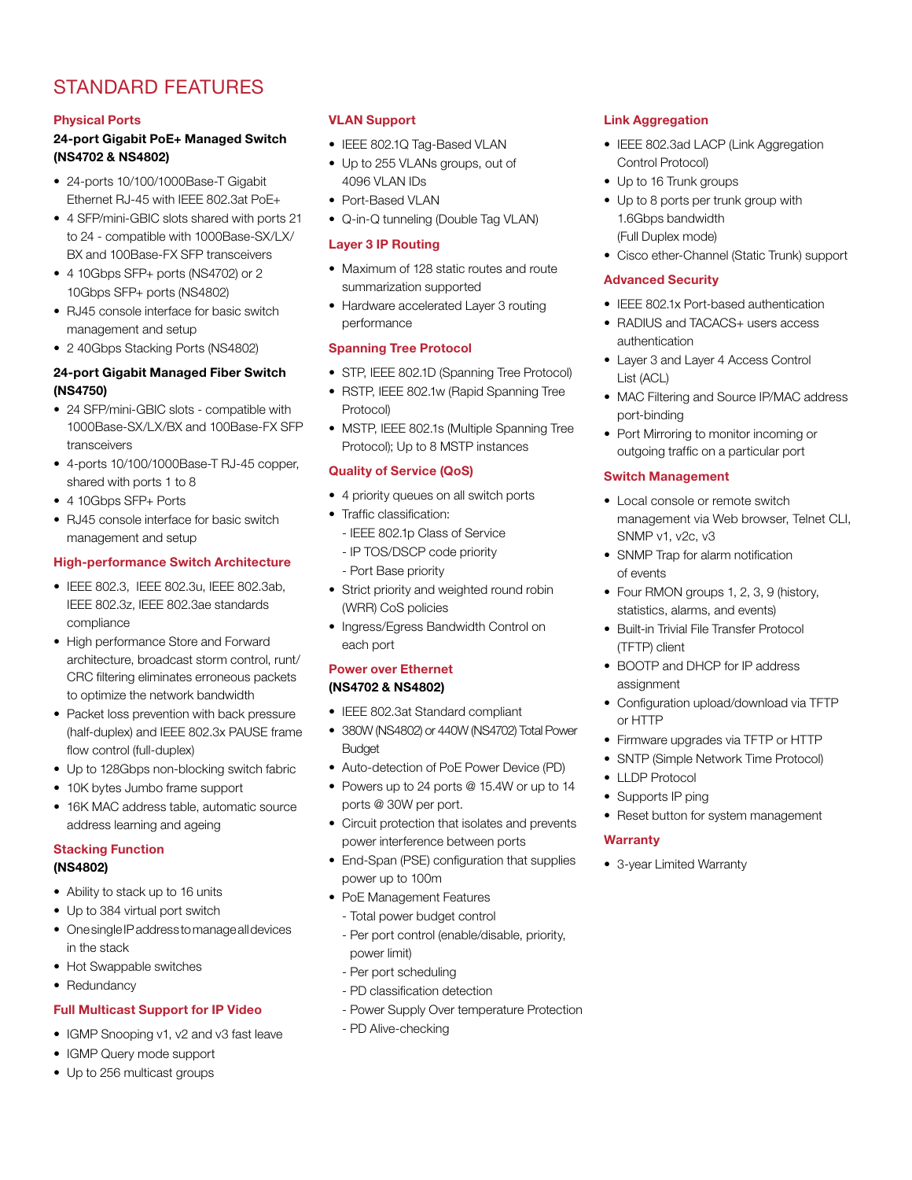# STANDARD FEATURES

## Physical Ports

### 24-port Gigabit PoE+ Managed Switch (NS4702 & NS4802)

- 24-ports 10/100/1000Base-T Gigabit Ethernet RJ-45 with IEEE 802.3at PoE+
- 4 SFP/mini-GBIC slots shared with ports 21 to 24 - compatible with 1000Base-SX/LX/BX and 100Base-FX SFP transceivers
- 4 10Gbps SFP+ ports (NS4702) or 2 10Gbps SFP+ ports (NS4802)
- RJ45 console interface for basic switch management and setup
- 2 40Gbps Stacking Ports (NS4802)

### 24-port Gigabit Managed Fiber Switch (NS4750)

- 24 SFP/mini-GBIC slots - compatible with 1000Base-SX/LX/BX and 100Base-FX SFP transceivers
- 4-ports 10/100/1000Base-T RJ-45 copper, shared with ports 1 to 8
- 4 10Gbps SFP+ Ports
- RJ45 console interface for basic switch management and setup

## High-performance Switch Architecture

- IEEE 802.3, IEEE 802.3u, IEEE 802.3ab, IEEE 802.3z, IEEE 802.3ae standards compliance
- High performance Store and Forward architecture, broadcast storm control, runt/CRC filtering eliminates erroneous packets to optimize the network bandwidth
- Packet loss prevention with back pressure (half-duplex) and IEEE 802.3x PAUSE frame flow control (full-duplex)
- Up to 128Gbps non-blocking switch fabric
- 10K bytes Jumbo frame support
- 16K MAC address table, automatic source address learning and ageing

## Stacking Function (NS4802)

- Ability to stack up to 16 units
- Up to 384 virtual port switch
- One single IP address to manage all devices in the stack
- Hot Swappable switches
- Redundancy

## Full Multicast Support for IP Video

- IGMP Snooping v1, v2 and v3 fast leave
- IGMP Query mode support
- Up to 256 multicast groups

## VLAN Support

- IEEE 802.1Q Tag-Based VLAN
- Up to 255 VLANs groups, out of 4096 VLAN IDs
- Port-Based VLAN
- Q-in-Q tunneling (Double Tag VLAN)

## Layer 3 IP Routing

- Maximum of 128 static routes and route summarization supported
- Hardware accelerated Layer 3 routing performance

## Spanning Tree Protocol

- STP, IEEE 802.1D (Spanning Tree Protocol)
- RSTP, IEEE 802.1w (Rapid Spanning Tree Protocol)
- MSTP, IEEE 802.1s (Multiple Spanning Tree Protocol); Up to 8 MSTP instances

## Quality of Service (QoS)

- 4 priority queues on all switch ports
- Traffic classification:
  - IEEE 802.1p Class of Service
  - IP TOS/DSCP code priority
  - Port Base priority
- Strict priority and weighted round robin (WRR) CoS policies
- Ingress/Egress Bandwidth Control on each port

## Power over Ethernet (NS4702 & NS4802)

- IEEE 802.3at Standard compliant
- 380W (NS4802) or 440W (NS4702) Total Power Budget
- Auto-detection of PoE Power Device (PD)
- Powers up to 24 ports @ 15.4W or up to 14 ports @ 30W per port.
- Circuit protection that isolates and prevents power interference between ports
- End-Span (PSE) configuration that supplies power up to 100m
- PoE Management Features
  - Total power budget control
  - Per port control (enable/disable, priority, power limit)
  - Per port scheduling
  - PD classification detection
  - Power Supply Over temperature Protection
  - PD Alive-checking

## Link Aggregation

- IEEE 802.3ad LACP (Link Aggregation Control Protocol)
- Up to 16 Trunk groups
- Up to 8 ports per trunk group with 1.6Gbps bandwidth (Full Duplex mode)
- Cisco ether-Channel (Static Trunk) support

## Advanced Security

- IEEE 802.1x Port-based authentication
- RADIUS and TACACS+ users access authentication
- Layer 3 and Layer 4 Access Control List (ACL)
- MAC Filtering and Source IP/MAC address port-binding
- Port Mirroring to monitor incoming or outgoing traffic on a particular port

## Switch Management

- Local console or remote switch management via Web browser, Telnet CLI, SNMP v1, v2c, v3
- SNMP Trap for alarm notification of events
- Four RMON groups 1, 2, 3, 9 (history, statistics, alarms, and events)
- Built-in Trivial File Transfer Protocol (TFTP) client
- BOOTP and DHCP for IP address assignment
- Configuration upload/download via TFTP or HTTP
- Firmware upgrades via TFTP or HTTP
- SNTP (Simple Network Time Protocol)
- LLDP Protocol
- Supports IP ping
- Reset button for system management

## Warranty

- 3-year Limited Warranty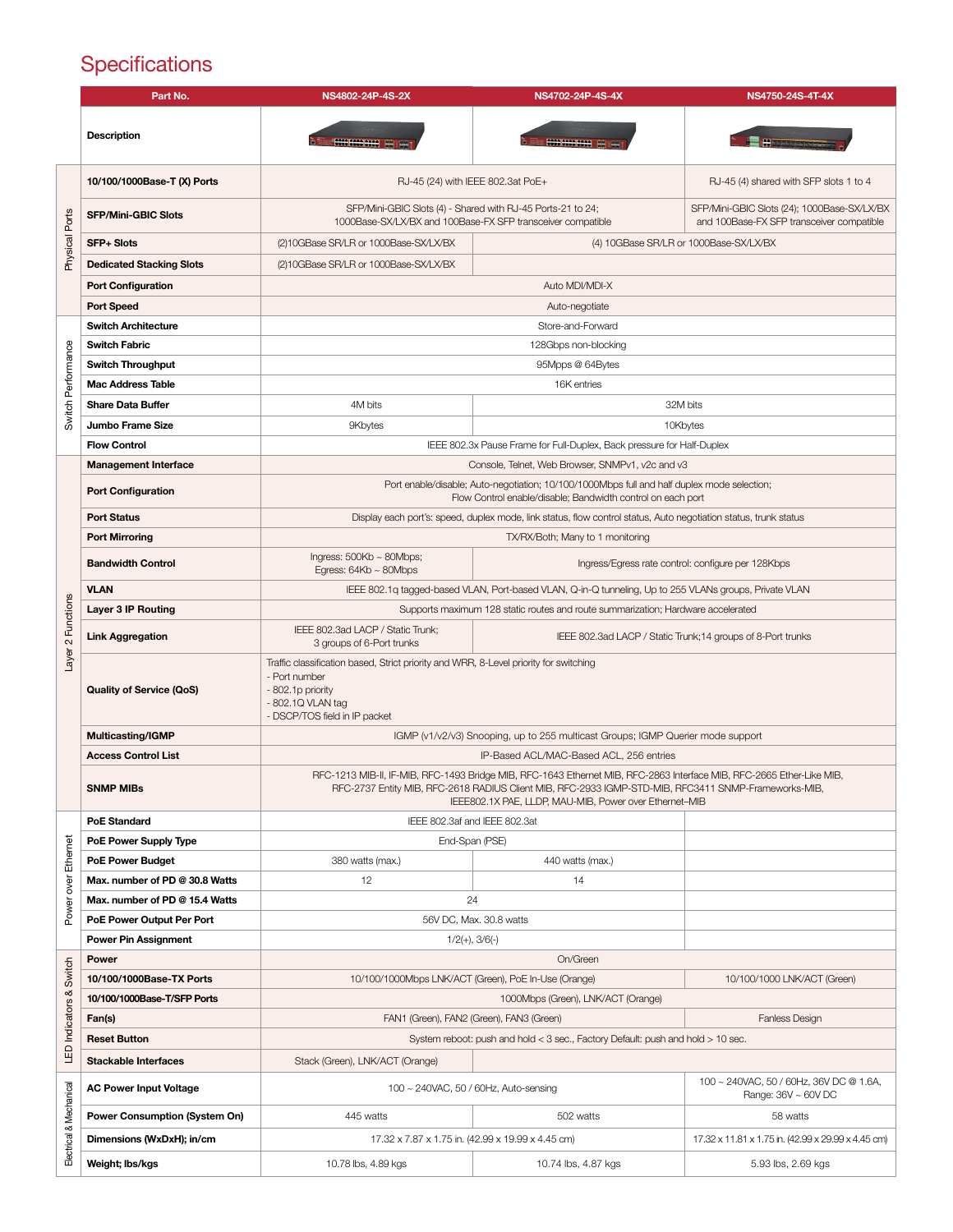# Specifications

| | Part No. | NS4802-24P-4S-2X | NS4702-24P-4S-4X | NS4750-24S-4T-4X |
|---|---|---|---|---|
| | **Description** | | | |
| Physical Ports | **10/100/1000Base-T (X) Ports** | RJ-45 (24) with IEEE 802.3at PoE+ | RJ-45 (24) with IEEE 802.3at PoE+ | RJ-45 (4) shared with SFP slots 1 to 4 |
| | **SFP/Mini-GBIC Slots** | SFP/Mini-GBIC Slots (4) - Shared with RJ-45 Ports-21 to 24; 1000Base-SX/LX/BX and 100Base-FX SFP transceiver compatible | SFP/Mini-GBIC Slots (4) - Shared with RJ-45 Ports-21 to 24; 1000Base-SX/LX/BX and 100Base-FX SFP transceiver compatible | SFP/Mini-GBIC Slots (24); 1000Base-SX/LX/BX and 100Base-FX SFP transceiver compatible |
| | **SFP+ Slots** | (2)10GBase SR/LR or 1000Base-SX/LX/BX | (4) 10GBase SR/LR or 1000Base-SX/LX/BX | (4) 10GBase SR/LR or 1000Base-SX/LX/BX |
| | **Dedicated Stacking Slots** | (2)10GBase SR/LR or 1000Base-SX/LX/BX | | |
| | **Port Configuration** | Auto MDI/MDI-X | Auto MDI/MDI-X | Auto MDI/MDI-X |
| | **Port Speed** | Auto-negotiate | Auto-negotiate | Auto-negotiate |
| Switch Performance | **Switch Architecture** | Store-and-Forward | Store-and-Forward | Store-and-Forward |
| | **Switch Fabric** | 128Gbps non-blocking | 128Gbps non-blocking | 128Gbps non-blocking |
| | **Switch Throughput** | 95Mpps @ 64Bytes | 95Mpps @ 64Bytes | 95Mpps @ 64Bytes |
| | **Mac Address Table** | 16K entries | 16K entries | 16K entries |
| | **Share Data Buffer** | 4M bits | 32M bits | 32M bits |
| | **Jumbo Frame Size** | 9Kbytes | 10Kbytes | 10Kbytes |
| | **Flow Control** | IEEE 802.3x Pause Frame for Full-Duplex, Back pressure for Half-Duplex | IEEE 802.3x Pause Frame for Full-Duplex, Back pressure for Half-Duplex | IEEE 802.3x Pause Frame for Full-Duplex, Back pressure for Half-Duplex |
| Layer 2 Functions | **Management Interface** | Console, Telnet, Web Browser, SNMPv1, v2c and v3 | Console, Telnet, Web Browser, SNMPv1, v2c and v3 | Console, Telnet, Web Browser, SNMPv1, v2c and v3 |
| | **Port Configuration** | Port enable/disable; Auto-negotiation; 10/100/1000Mbps full and half duplex mode selection; Flow Control enable/disable; Bandwidth control on each port | Port enable/disable; Auto-negotiation; 10/100/1000Mbps full and half duplex mode selection; Flow Control enable/disable; Bandwidth control on each port | Port enable/disable; Auto-negotiation; 10/100/1000Mbps full and half duplex mode selection; Flow Control enable/disable; Bandwidth control on each port |
| | **Port Status** | Display each port's: speed, duplex mode, link status, flow control status, Auto negotiation status, trunk status | Display each port's: speed, duplex mode, link status, flow control status, Auto negotiation status, trunk status | Display each port's: speed, duplex mode, link status, flow control status, Auto negotiation status, trunk status |
| | **Port Mirroring** | TX/RX/Both; Many to 1 monitoring | TX/RX/Both; Many to 1 monitoring | TX/RX/Both; Many to 1 monitoring |
| | **Bandwidth Control** | Ingress: 500Kb ~ 80Mbps; Egress: 64Kb ~ 80Mbps | Ingress/Egress rate control: configure per 128Kbps | Ingress/Egress rate control: configure per 128Kbps |
| | **VLAN** | IEEE 802.1q tagged-based VLAN, Port-based VLAN, Q-in-Q tunneling, Up to 255 VLANs groups, Private VLAN | IEEE 802.1q tagged-based VLAN, Port-based VLAN, Q-in-Q tunneling, Up to 255 VLANs groups, Private VLAN | IEEE 802.1q tagged-based VLAN, Port-based VLAN, Q-in-Q tunneling, Up to 255 VLANs groups, Private VLAN |
| | **Layer 3 IP Routing** | Supports maximum 128 static routes and route summarization; Hardware accelerated | Supports maximum 128 static routes and route summarization; Hardware accelerated | Supports maximum 128 static routes and route summarization; Hardware accelerated |
| | **Link Aggregation** | IEEE 802.3ad LACP / Static Trunk; 3 groups of 6-Port trunks | IEEE 802.3ad LACP / Static Trunk;14 groups of 8-Port trunks | IEEE 802.3ad LACP / Static Trunk;14 groups of 8-Port trunks |
| | **Quality of Service (QoS)** | Traffic classification based, Strict priority and WRR, 8-Level priority for switching<br>- Port number<br>- 802.1p priority<br>- 802.1Q VLAN tag<br>- DSCP/TOS field in IP packet | Traffic classification based, Strict priority and WRR, 8-Level priority for switching<br>- Port number<br>- 802.1p priority<br>- 802.1Q VLAN tag<br>- DSCP/TOS field in IP packet | Traffic classification based, Strict priority and WRR, 8-Level priority for switching<br>- Port number<br>- 802.1p priority<br>- 802.1Q VLAN tag<br>- DSCP/TOS field in IP packet |
| | **Multicasting/IGMP** | IGMP (v1/v2/v3) Snooping, up to 255 multicast Groups; IGMP Querier mode support | IGMP (v1/v2/v3) Snooping, up to 255 multicast Groups; IGMP Querier mode support | IGMP (v1/v2/v3) Snooping, up to 255 multicast Groups; IGMP Querier mode support |
| | **Access Control List** | IP-Based ACL/MAC-Based ACL, 256 entries | IP-Based ACL/MAC-Based ACL, 256 entries | IP-Based ACL/MAC-Based ACL, 256 entries |
| | **SNMP MIBs** | RFC-1213 MIB-II, IF-MIB, RFC-1493 Bridge MIB, RFC-1643 Ethernet MIB, RFC-2863 Interface MIB, RFC-2665 Ether-Like MIB, RFC-2737 Entity MIB, RFC-2618 RADIUS Client MIB, RFC-2933 IGMP-STD-MIB, RFC3411 SNMP-Frameworks-MIB, IEEE802.1X PAE, LLDP, MAU-MIB, Power over Ethernet–MIB | RFC-1213 MIB-II, IF-MIB, RFC-1493 Bridge MIB, RFC-1643 Ethernet MIB, RFC-2863 Interface MIB, RFC-2665 Ether-Like MIB, RFC-2737 Entity MIB, RFC-2618 RADIUS Client MIB, RFC-2933 IGMP-STD-MIB, RFC3411 SNMP-Frameworks-MIB, IEEE802.1X PAE, LLDP, MAU-MIB, Power over Ethernet–MIB | RFC-1213 MIB-II, IF-MIB, RFC-1493 Bridge MIB, RFC-1643 Ethernet MIB, RFC-2863 Interface MIB, RFC-2665 Ether-Like MIB, RFC-2737 Entity MIB, RFC-2618 RADIUS Client MIB, RFC-2933 IGMP-STD-MIB, RFC3411 SNMP-Frameworks-MIB, IEEE802.1X PAE, LLDP, MAU-MIB, Power over Ethernet–MIB |
| Power over Ethernet | **PoE Standard** | IEEE 802.3af and IEEE 802.3at | IEEE 802.3af and IEEE 802.3at | |
| | **PoE Power Supply Type** | End-Span (PSE) | End-Span (PSE) | |
| | **PoE Power Budget** | 380 watts (max.) | 440 watts (max.) | |
| | **Max. number of PD @ 30.8 Watts** | 12 | 14 | |
| | **Max. number of PD @ 15.4 Watts** | 24 | 24 | |
| | **PoE Power Output Per Port** | 56V DC, Max. 30.8 watts | 56V DC, Max. 30.8 watts | |
| | **Power Pin Assignment** | 1/2(+), 3/6(-) | 1/2(+), 3/6(-) | |
| LED Indicators & Switch | **Power** | On/Green | On/Green | On/Green |
| | **10/100/1000Base-TX Ports** | 10/100/1000Mbps LNK/ACT (Green), PoE In-Use (Orange) | 10/100/1000Mbps LNK/ACT (Green), PoE In-Use (Orange) | 10/100/1000 LNK/ACT (Green) |
| | **10/100/1000Base-T/SFP Ports** | 1000Mbps (Green), LNK/ACT (Orange) | 1000Mbps (Green), LNK/ACT (Orange) | 1000Mbps (Green), LNK/ACT (Orange) |
| | **Fan(s)** | FAN1 (Green), FAN2 (Green), FAN3 (Green) | FAN1 (Green), FAN2 (Green), FAN3 (Green) | Fanless Design |
| | **Reset Button** | System reboot: push and hold < 3 sec., Factory Default: push and hold > 10 sec. | System reboot: push and hold < 3 sec., Factory Default: push and hold > 10 sec. | System reboot: push and hold < 3 sec., Factory Default: push and hold > 10 sec. |
| | **Stackable Interfaces** | Stack (Green), LNK/ACT (Orange) | | |
| Electrical & Mechanical | **AC Power Input Voltage** | 100 ~ 240VAC, 50 / 60Hz, Auto-sensing | 100 ~ 240VAC, 50 / 60Hz, Auto-sensing | 100 ~ 240VAC, 50 / 60Hz, 36V DC @ 1.6A, Range: 36V ~ 60V DC |
| | **Power Consumption (System On)** | 445 watts | 502 watts | 58 watts |
| | **Dimensions (WxDxH); in/cm** | 17.32 x 7.87 x 1.75 in. (42.99 x 19.99 x 4.45 cm) | 17.32 x 7.87 x 1.75 in. (42.99 x 19.99 x 4.45 cm) | 17.32 x 11.81 x 1.75 in. (42.99 x 29.99 x 4.45 cm) |
| | **Weight; lbs/kgs** | 10.78 lbs, 4.89 kgs | 10.74 lbs, 4.87 kgs | 5.93 lbs, 2.69 kgs |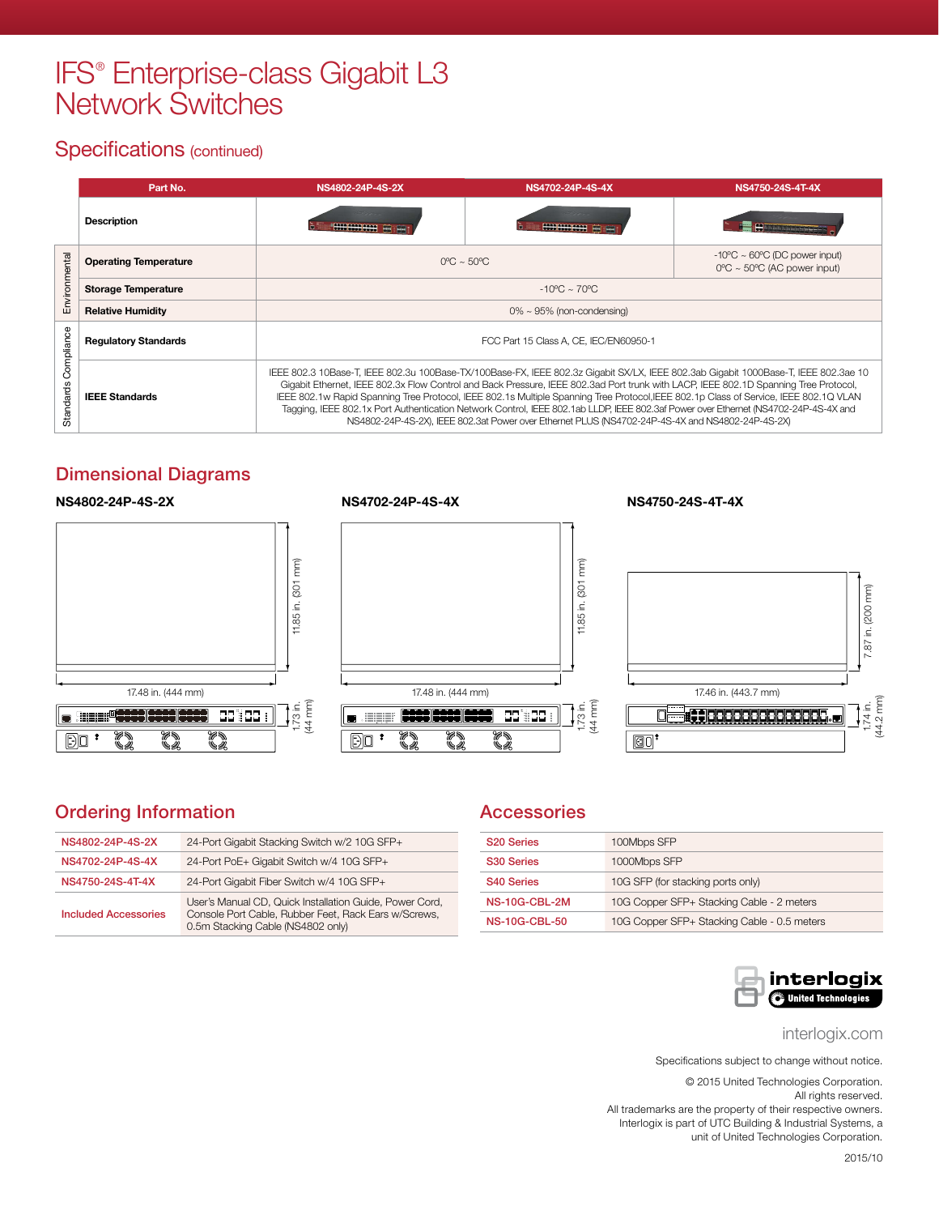# IFS® Enterprise-class Gigabit L3 Network Switches

## Specifications (continued)

| | Part No. | NS4802-24P-4S-2X | NS4702-24P-4S-4X | NS4750-24S-4T-4X |
|---|---|---|---|---|
| | Description | | | |
| Environmental | Operating Temperature | 0ºC ~ 50ºC | 0ºC ~ 50ºC | -10ºC ~ 60ºC (DC power input)<br>0ºC ~ 50ºC (AC power input) |
| | Storage Temperature | -10ºC ~ 70ºC | | |
| | Relative Humidity | 0% ~ 95% (non-condensing) | | |
| Standards Compliance | Regulatory Standards | FCC Part 15 Class A, CE, IEC/EN60950-1 | | |
| | IEEE Standards | IEEE 802.3 10Base-T, IEEE 802.3u 100Base-TX/100Base-FX, IEEE 802.3z Gigabit SX/LX, IEEE 802.3ab Gigabit 1000Base-T, IEEE 802.3ae 10 Gigabit Ethernet, IEEE 802.3x Flow Control and Back Pressure, IEEE 802.3ad Port trunk with LACP, IEEE 802.1D Spanning Tree Protocol, IEEE 802.1w Rapid Spanning Tree Protocol, IEEE 802.1s Multiple Spanning Tree Protocol,IEEE 802.1p Class of Service, IEEE 802.1Q VLAN Tagging, IEEE 802.1x Port Authentication Network Control, IEEE 802.1ab LLDP, IEEE 802.3af Power over Ethernet (NS4702-24P-4S-4X and NS4802-24P-4S-2X), IEEE 802.3at Power over Ethernet PLUS (NS4702-24P-4S-4X and NS4802-24P-4S-2X) | | |

## Dimensional Diagrams

**NS4802-24P-4S-2X**

11.85 in. (301 mm)
17.48 in. (444 mm)
1.73 in. (44 mm)

**NS4702-24P-4S-4X**

11.85 in. (301 mm)
17.48 in. (444 mm)
1.73 in. (44 mm)

**NS4750-24S-4T-4X**

7.87 in. (200 mm)
17.46 in. (443.7 mm)
1.74 in. (44.2 mm)

## Ordering Information

| | |
|---|---|
| NS4802-24P-4S-2X | 24-Port Gigabit Stacking Switch w/2 10G SFP+ |
| NS4702-24P-4S-4X | 24-Port PoE+ Gigabit Switch w/4 10G SFP+ |
| NS4750-24S-4T-4X | 24-Port Gigabit Fiber Switch w/4 10G SFP+ |
| Included Accessories | User's Manual CD, Quick Installation Guide, Power Cord, Console Port Cable, Rubber Feet, Rack Ears w/Screws, 0.5m Stacking Cable (NS4802 only) |

## Accessories

| | |
|---|---|
| S20 Series | 100Mbps SFP |
| S30 Series | 1000Mbps SFP |
| S40 Series | 10G SFP (for stacking ports only) |
| NS-10G-CBL-2M | 10G Copper SFP+ Stacking Cable - 2 meters |
| NS-10G-CBL-50 | 10G Copper SFP+ Stacking Cable - 0.5 meters |

interlogix
United Technologies

interlogix.com

Specifications subject to change without notice.

© 2015 United Technologies Corporation.
All rights reserved.
All trademarks are the property of their respective owners.
Interlogix is part of UTC Building & Industrial Systems, a unit of United Technologies Corporation.

2015/10